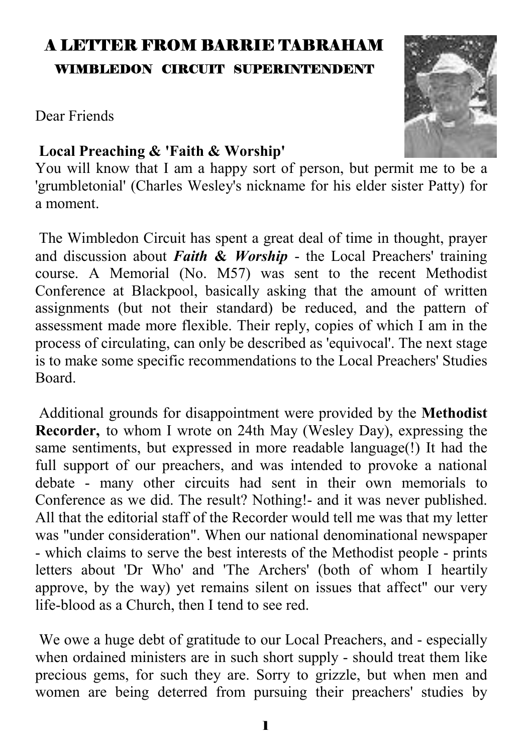# A LETTER FROM BARRIE TABRAHAM

## WIMBLEDON CIRCUIT SUPERINTENDENT

Dear Friends

**Local Preaching & 'Faith & Worship'**

You will know that I am a happy sort of person, but permit me to be a 'grumbletonial' (Charles Wesley's nickname for his elder sister Patty) for a moment.

The Wimbledon Circuit has spent a great deal of time in thought, prayer and discussion about ***Faith & Worship*** - the Local Preachers' training course. A Memorial (No. M57) was sent to the recent Methodist Conference at Blackpool, basically asking that the amount of written assignments (but not their standard) be reduced, and the pattern of assessment made more flexible. Their reply, copies of which I am in the process of circulating, can only be described as 'equivocal'. The next stage is to make some specific recommendations to the Local Preachers' Studies Board.

Additional grounds for disappointment were provided by the **Methodist Recorder,** to whom I wrote on 24th May (Wesley Day), expressing the same sentiments, but expressed in more readable language(!) It had the full support of our preachers, and was intended to provoke a national debate - many other circuits had sent in their own memorials to Conference as we did. The result? Nothing!- and it was never published. All that the editorial staff of the Recorder would tell me was that my letter was "under consideration". When our national denominational newspaper - which claims to serve the best interests of the Methodist people - prints letters about 'Dr Who' and 'The Archers' (both of whom I heartily approve, by the way) yet remains silent on issues that affect" our very life-blood as a Church, then I tend to see red.

We owe a huge debt of gratitude to our Local Preachers, and - especially when ordained ministers are in such short supply - should treat them like precious gems, for such they are. Sorry to grizzle, but when men and women are being deterred from pursuing their preachers' studies by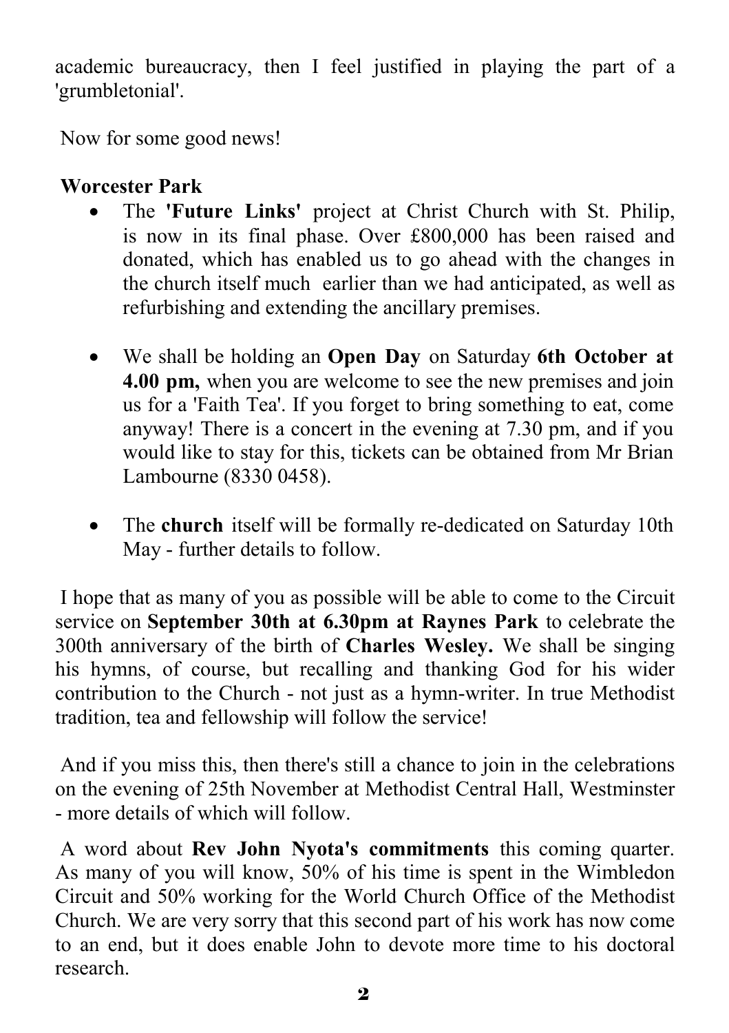academic bureaucracy, then I feel justified in playing the part of a 'grumbletonial'.

Now for some good news!

**Worcester Park**

- The **'Future Links'** project at Christ Church with St. Philip, is now in its final phase. Over £800,000 has been raised and donated, which has enabled us to go ahead with the changes in the church itself much earlier than we had anticipated, as well as refurbishing and extending the ancillary premises.

- We shall be holding an **Open Day** on Saturday **6th October at 4.00 pm,** when you are welcome to see the new premises and join us for a 'Faith Tea'. If you forget to bring something to eat, come anyway! There is a concert in the evening at 7.30 pm, and if you would like to stay for this, tickets can be obtained from Mr Brian Lambourne (8330 0458).

- The **church** itself will be formally re-dedicated on Saturday 10th May - further details to follow.

I hope that as many of you as possible will be able to come to the Circuit service on **September 30th at 6.30pm at Raynes Park** to celebrate the 300th anniversary of the birth of **Charles Wesley.** We shall be singing his hymns, of course, but recalling and thanking God for his wider contribution to the Church - not just as a hymn-writer. In true Methodist tradition, tea and fellowship will follow the service!

And if you miss this, then there's still a chance to join in the celebrations on the evening of 25th November at Methodist Central Hall, Westminster - more details of which will follow.

A word about **Rev John Nyota's commitments** this coming quarter. As many of you will know, 50% of his time is spent in the Wimbledon Circuit and 50% working for the World Church Office of the Methodist Church. We are very sorry that this second part of his work has now come to an end, but it does enable John to devote more time to his doctoral research.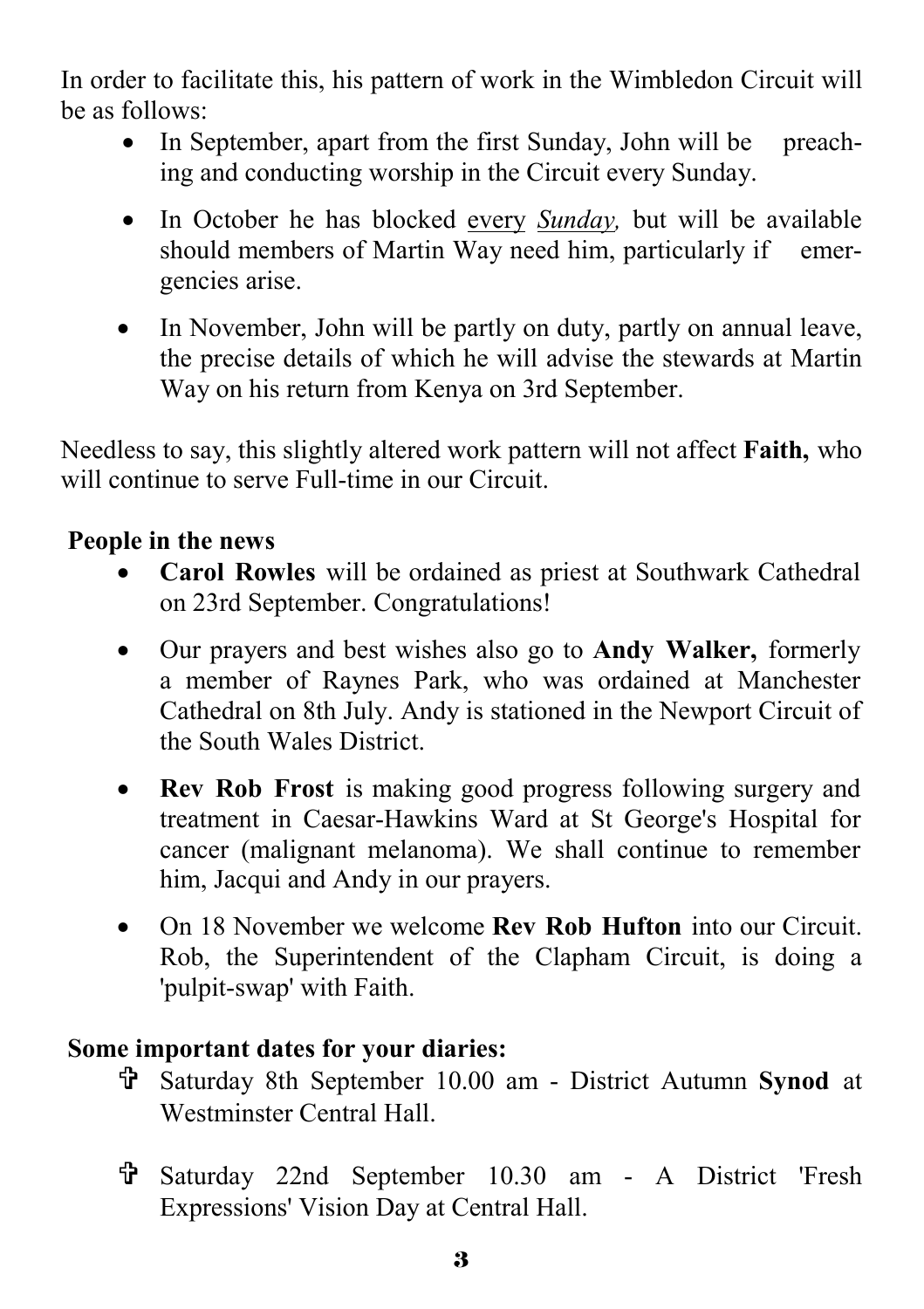In order to facilitate this, his pattern of work in the Wimbledon Circuit will be as follows:

- In September, apart from the first Sunday, John will be preaching and conducting worship in the Circuit every Sunday.
- In October he has blocked every *Sunday,* but will be available should members of Martin Way need him, particularly if emergencies arise.
- In November, John will be partly on duty, partly on annual leave, the precise details of which he will advise the stewards at Martin Way on his return from Kenya on 3rd September.

Needless to say, this slightly altered work pattern will not affect **Faith,** who will continue to serve Full-time in our Circuit.

**People in the news**

- **Carol Rowles** will be ordained as priest at Southwark Cathedral on 23rd September. Congratulations!
- Our prayers and best wishes also go to **Andy Walker,** formerly a member of Raynes Park, who was ordained at Manchester Cathedral on 8th July. Andy is stationed in the Newport Circuit of the South Wales District.
- **Rev Rob Frost** is making good progress following surgery and treatment in Caesar-Hawkins Ward at St George's Hospital for cancer (malignant melanoma). We shall continue to remember him, Jacqui and Andy in our prayers.
- On 18 November we welcome **Rev Rob Hufton** into our Circuit. Rob, the Superintendent of the Clapham Circuit, is doing a 'pulpit-swap' with Faith.

**Some important dates for your diaries:**

- ✞ Saturday 8th September 10.00 am - District Autumn **Synod** at Westminster Central Hall.
- ✞ Saturday 22nd September 10.30 am - A District 'Fresh Expressions' Vision Day at Central Hall.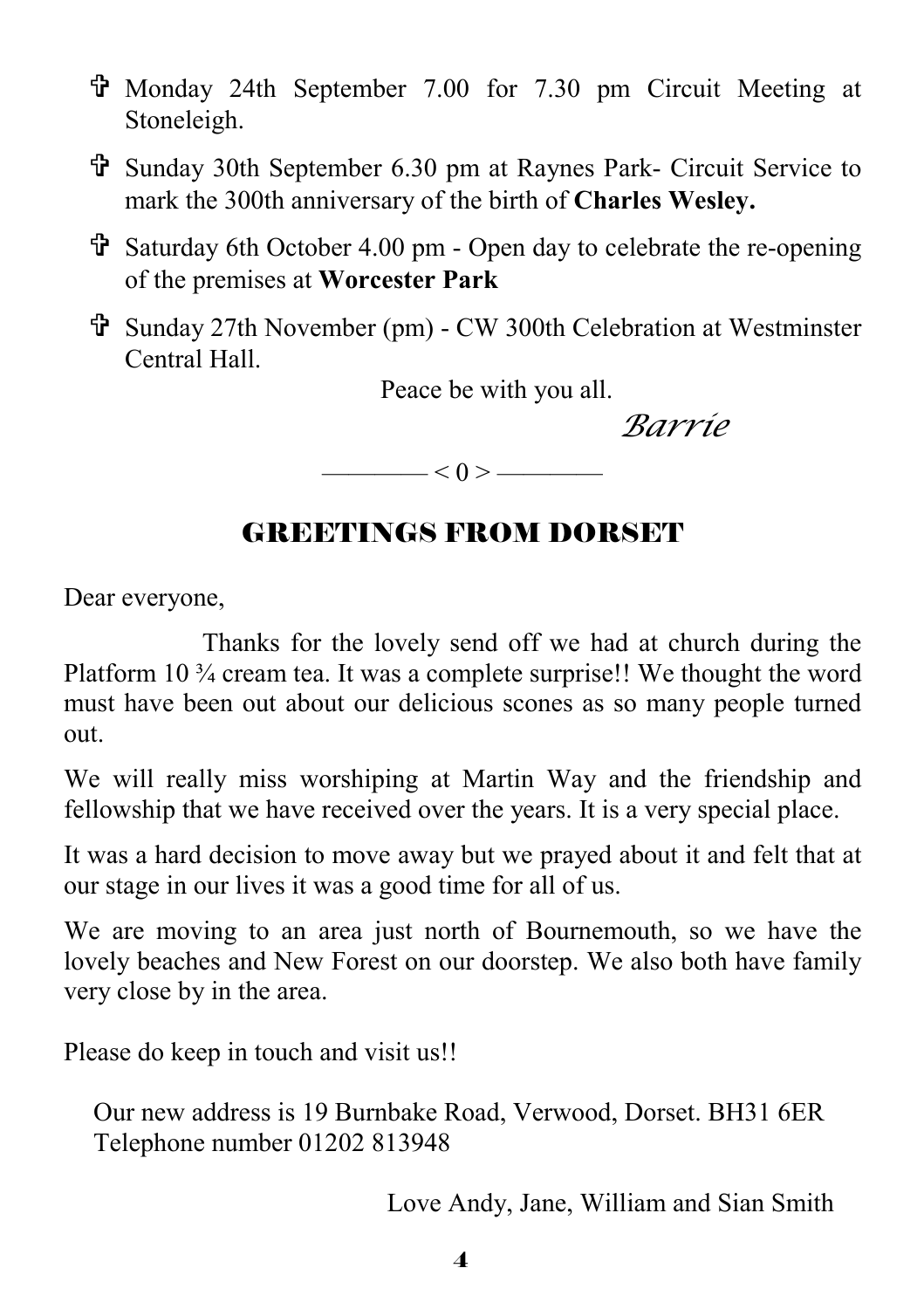- ✞ Monday 24th September 7.00 for 7.30 pm Circuit Meeting at Stoneleigh.
- ✞ Sunday 30th September 6.30 pm at Raynes Park- Circuit Service to mark the 300th anniversary of the birth of **Charles Wesley.**
- ✞ Saturday 6th October 4.00 pm - Open day to celebrate the re-opening of the premises at **Worcester Park**
- ✞ Sunday 27th November (pm) - CW 300th Celebration at Westminster Central Hall.

Peace be with you all.

*Barrie*

———— < 0 > ————

## GREETINGS FROM DORSET

Dear everyone,

Thanks for the lovely send off we had at church during the Platform 10 ¾ cream tea. It was a complete surprise!! We thought the word must have been out about our delicious scones as so many people turned out.

We will really miss worshiping at Martin Way and the friendship and fellowship that we have received over the years. It is a very special place.

It was a hard decision to move away but we prayed about it and felt that at our stage in our lives it was a good time for all of us.

We are moving to an area just north of Bournemouth, so we have the lovely beaches and New Forest on our doorstep. We also both have family very close by in the area.

Please do keep in touch and visit us!!

Our new address is 19 Burnbake Road, Verwood, Dorset. BH31 6ER
Telephone number 01202 813948

Love Andy, Jane, William and Sian Smith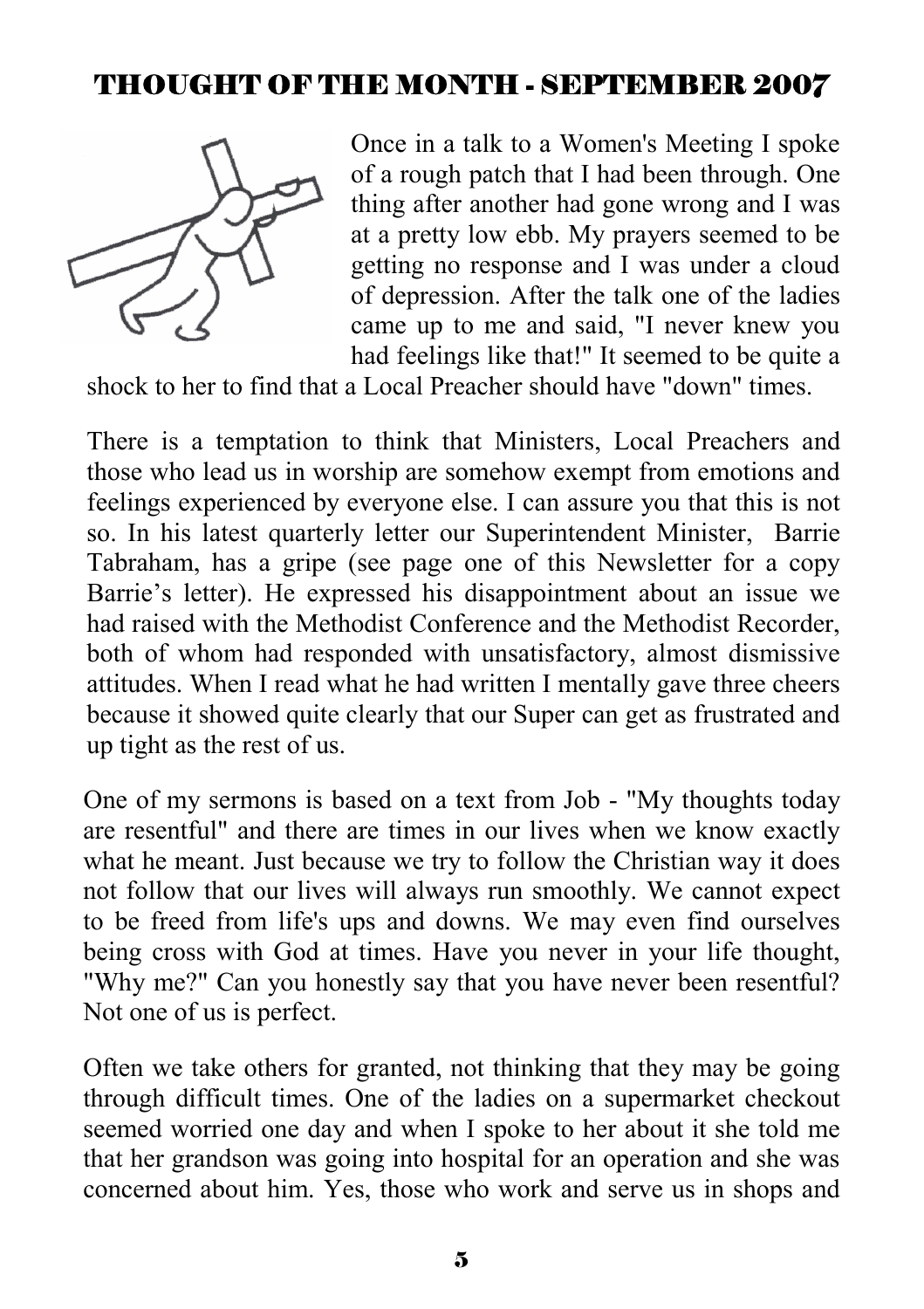## THOUGHT OF THE MONTH - SEPTEMBER 2007

Once in a talk to a Women's Meeting I spoke of a rough patch that I had been through. One thing after another had gone wrong and I was at a pretty low ebb. My prayers seemed to be getting no response and I was under a cloud of depression. After the talk one of the ladies came up to me and said, "I never knew you had feelings like that!" It seemed to be quite a shock to her to find that a Local Preacher should have "down" times.

There is a temptation to think that Ministers, Local Preachers and those who lead us in worship are somehow exempt from emotions and feelings experienced by everyone else. I can assure you that this is not so. In his latest quarterly letter our Superintendent Minister, Barrie Tabraham, has a gripe (see page one of this Newsletter for a copy Barrie's letter). He expressed his disappointment about an issue we had raised with the Methodist Conference and the Methodist Recorder, both of whom had responded with unsatisfactory, almost dismissive attitudes. When I read what he had written I mentally gave three cheers because it showed quite clearly that our Super can get as frustrated and up tight as the rest of us.

One of my sermons is based on a text from Job - "My thoughts today are resentful" and there are times in our lives when we know exactly what he meant. Just because we try to follow the Christian way it does not follow that our lives will always run smoothly. We cannot expect to be freed from life's ups and downs. We may even find ourselves being cross with God at times. Have you never in your life thought, "Why me?" Can you honestly say that you have never been resentful? Not one of us is perfect.

Often we take others for granted, not thinking that they may be going through difficult times. One of the ladies on a supermarket checkout seemed worried one day and when I spoke to her about it she told me that her grandson was going into hospital for an operation and she was concerned about him. Yes, those who work and serve us in shops and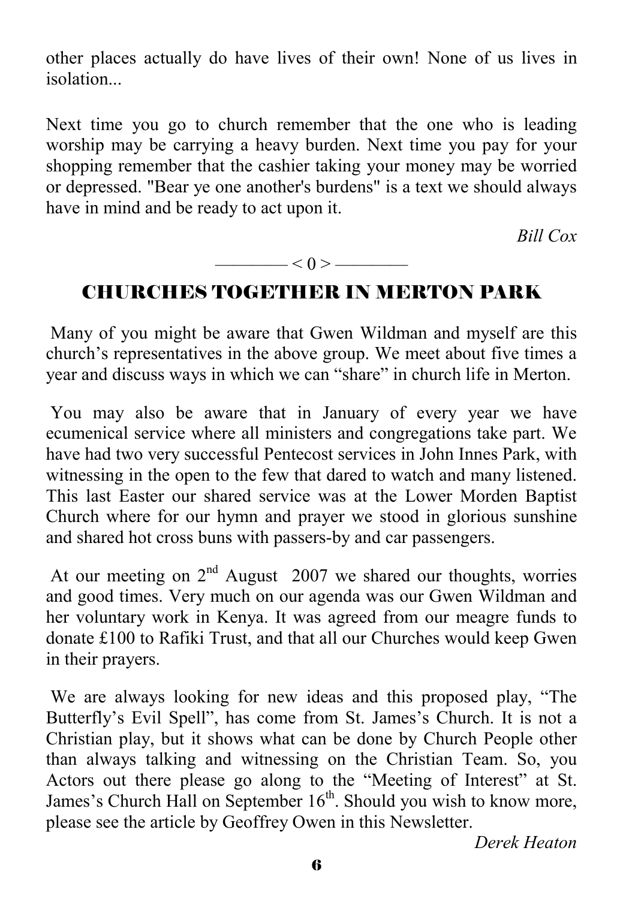other places actually do have lives of their own! None of us lives in isolation...

Next time you go to church remember that the one who is leading worship may be carrying a heavy burden. Next time you pay for your shopping remember that the cashier taking your money may be worried or depressed. "Bear ye one another's burdens" is a text we should always have in mind and be ready to act upon it.

*Bill Cox*

———— < 0 > ————

## CHURCHES TOGETHER IN MERTON PARK

Many of you might be aware that Gwen Wildman and myself are this church's representatives in the above group. We meet about five times a year and discuss ways in which we can "share" in church life in Merton.

You may also be aware that in January of every year we have ecumenical service where all ministers and congregations take part. We have had two very successful Pentecost services in John Innes Park, with witnessing in the open to the few that dared to watch and many listened. This last Easter our shared service was at the Lower Morden Baptist Church where for our hymn and prayer we stood in glorious sunshine and shared hot cross buns with passers-by and car passengers.

At our meeting on 2nd August 2007 we shared our thoughts, worries and good times. Very much on our agenda was our Gwen Wildman and her voluntary work in Kenya. It was agreed from our meagre funds to donate £100 to Rafiki Trust, and that all our Churches would keep Gwen in their prayers.

We are always looking for new ideas and this proposed play, "The Butterfly's Evil Spell", has come from St. James's Church. It is not a Christian play, but it shows what can be done by Church People other than always talking and witnessing on the Christian Team. So, you Actors out there please go along to the "Meeting of Interest" at St. James's Church Hall on September 16th. Should you wish to know more, please see the article by Geoffrey Owen in this Newsletter.

*Derek Heaton*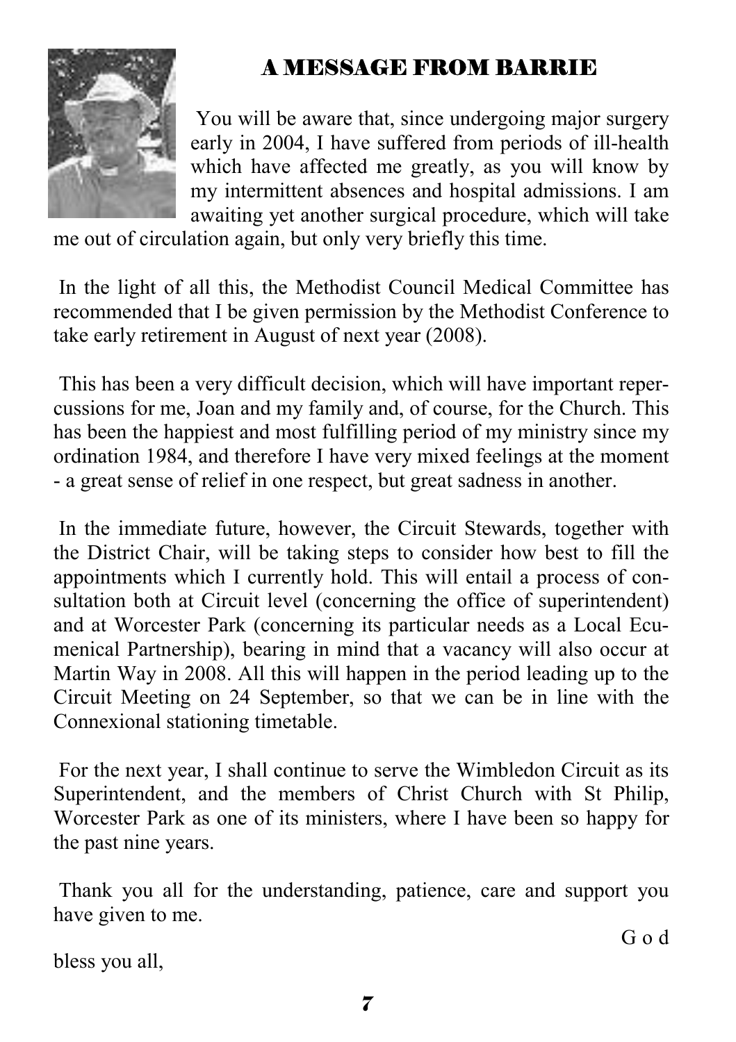# A MESSAGE FROM BARRIE

You will be aware that, since undergoing major surgery early in 2004, I have suffered from periods of ill-health which have affected me greatly, as you will know by my intermittent absences and hospital admissions. I am awaiting yet another surgical procedure, which will take me out of circulation again, but only very briefly this time.

In the light of all this, the Methodist Council Medical Committee has recommended that I be given permission by the Methodist Conference to take early retirement in August of next year (2008).

This has been a very difficult decision, which will have important repercussions for me, Joan and my family and, of course, for the Church. This has been the happiest and most fulfilling period of my ministry since my ordination 1984, and therefore I have very mixed feelings at the moment - a great sense of relief in one respect, but great sadness in another.

In the immediate future, however, the Circuit Stewards, together with the District Chair, will be taking steps to consider how best to fill the appointments which I currently hold. This will entail a process of consultation both at Circuit level (concerning the office of superintendent) and at Worcester Park (concerning its particular needs as a Local Ecumenical Partnership), bearing in mind that a vacancy will also occur at Martin Way in 2008. All this will happen in the period leading up to the Circuit Meeting on 24 September, so that we can be in line with the Connexional stationing timetable.

For the next year, I shall continue to serve the Wimbledon Circuit as its Superintendent, and the members of Christ Church with St Philip, Worcester Park as one of its ministers, where I have been so happy for the past nine years.

Thank you all for the understanding, patience, care and support you have given to me.

God bless you all,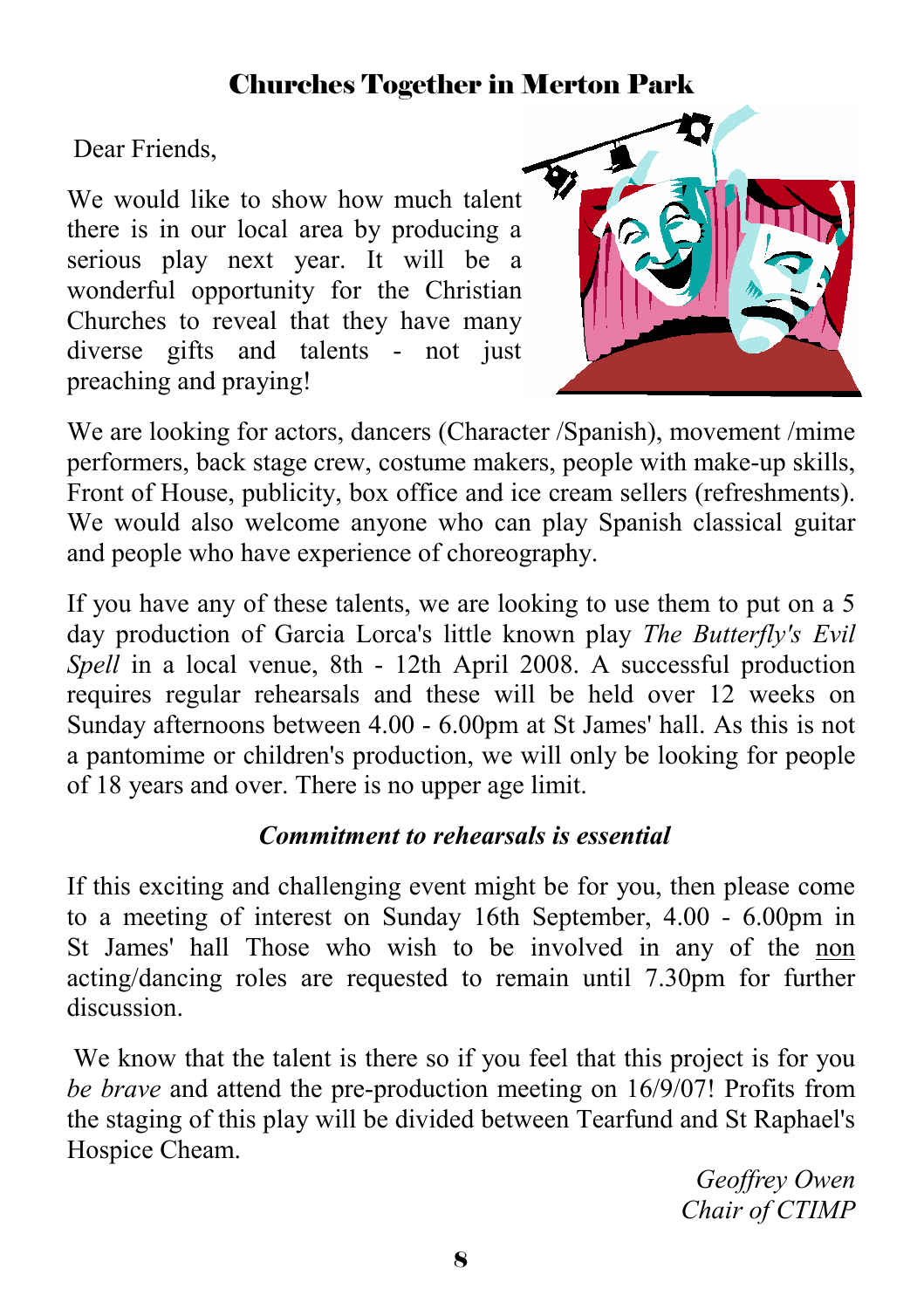## Churches Together in Merton Park

Dear Friends,

We would like to show how much talent there is in our local area by producing a serious play next year. It will be a wonderful opportunity for the Christian Churches to reveal that they have many diverse gifts and talents - not just preaching and praying!

We are looking for actors, dancers (Character /Spanish), movement /mime performers, back stage crew, costume makers, people with make-up skills, Front of House, publicity, box office and ice cream sellers (refreshments). We would also welcome anyone who can play Spanish classical guitar and people who have experience of choreography.

If you have any of these talents, we are looking to use them to put on a 5 day production of Garcia Lorca's little known play *The Butterfly's Evil Spell* in a local venue, 8th - 12th April 2008. A successful production requires regular rehearsals and these will be held over 12 weeks on Sunday afternoons between 4.00 - 6.00pm at St James' hall. As this is not a pantomime or children's production, we will only be looking for people of 18 years and over. There is no upper age limit.

***Commitment to rehearsals is essential***

If this exciting and challenging event might be for you, then please come to a meeting of interest on Sunday 16th September, 4.00 - 6.00pm in St James' hall Those who wish to be involved in any of the <u>non</u> acting/dancing roles are requested to remain until 7.30pm for further discussion.

We know that the talent is there so if you feel that this project is for you *be brave* and attend the pre-production meeting on 16/9/07! Profits from the staging of this play will be divided between Tearfund and St Raphael's Hospice Cheam.

*Geoffrey Owen*
*Chair of CTIMP*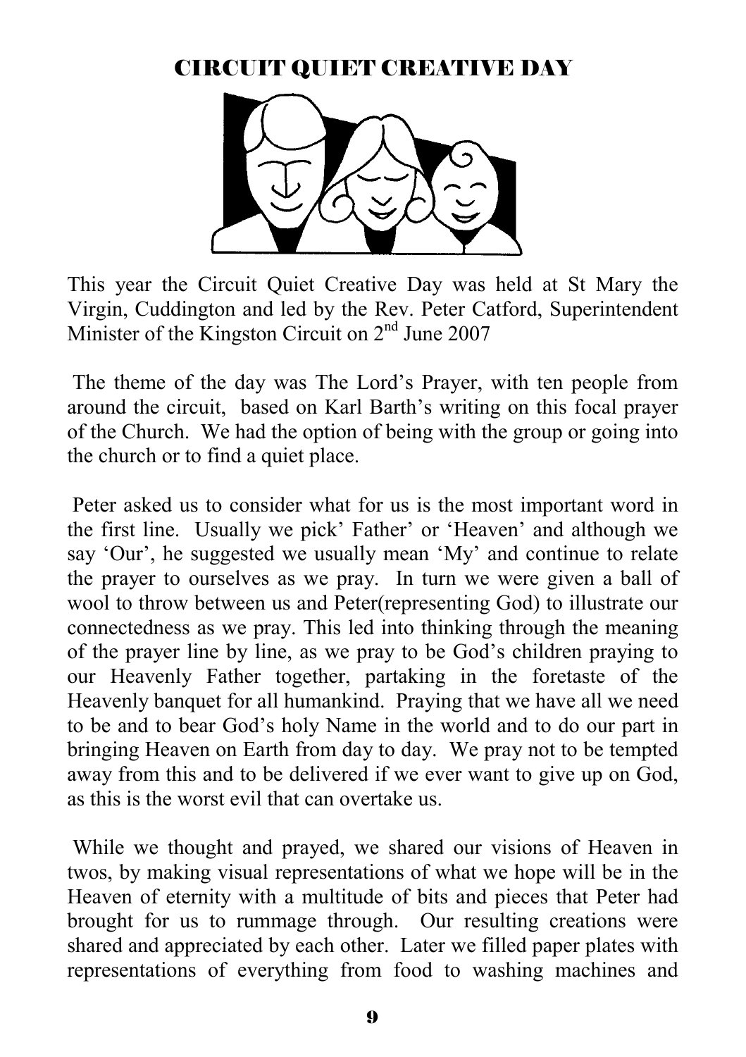# CIRCUIT QUIET CREATIVE DAY

This year the Circuit Quiet Creative Day was held at St Mary the Virgin, Cuddington and led by the Rev. Peter Catford, Superintendent Minister of the Kingston Circuit on 2nd June 2007

The theme of the day was The Lord's Prayer, with ten people from around the circuit, based on Karl Barth's writing on this focal prayer of the Church. We had the option of being with the group or going into the church or to find a quiet place.

Peter asked us to consider what for us is the most important word in the first line. Usually we pick' Father' or 'Heaven' and although we say 'Our', he suggested we usually mean 'My' and continue to relate the prayer to ourselves as we pray. In turn we were given a ball of wool to throw between us and Peter(representing God) to illustrate our connectedness as we pray. This led into thinking through the meaning of the prayer line by line, as we pray to be God's children praying to our Heavenly Father together, partaking in the foretaste of the Heavenly banquet for all humankind. Praying that we have all we need to be and to bear God's holy Name in the world and to do our part in bringing Heaven on Earth from day to day. We pray not to be tempted away from this and to be delivered if we ever want to give up on God, as this is the worst evil that can overtake us.

While we thought and prayed, we shared our visions of Heaven in twos, by making visual representations of what we hope will be in the Heaven of eternity with a multitude of bits and pieces that Peter had brought for us to rummage through. Our resulting creations were shared and appreciated by each other. Later we filled paper plates with representations of everything from food to washing machines and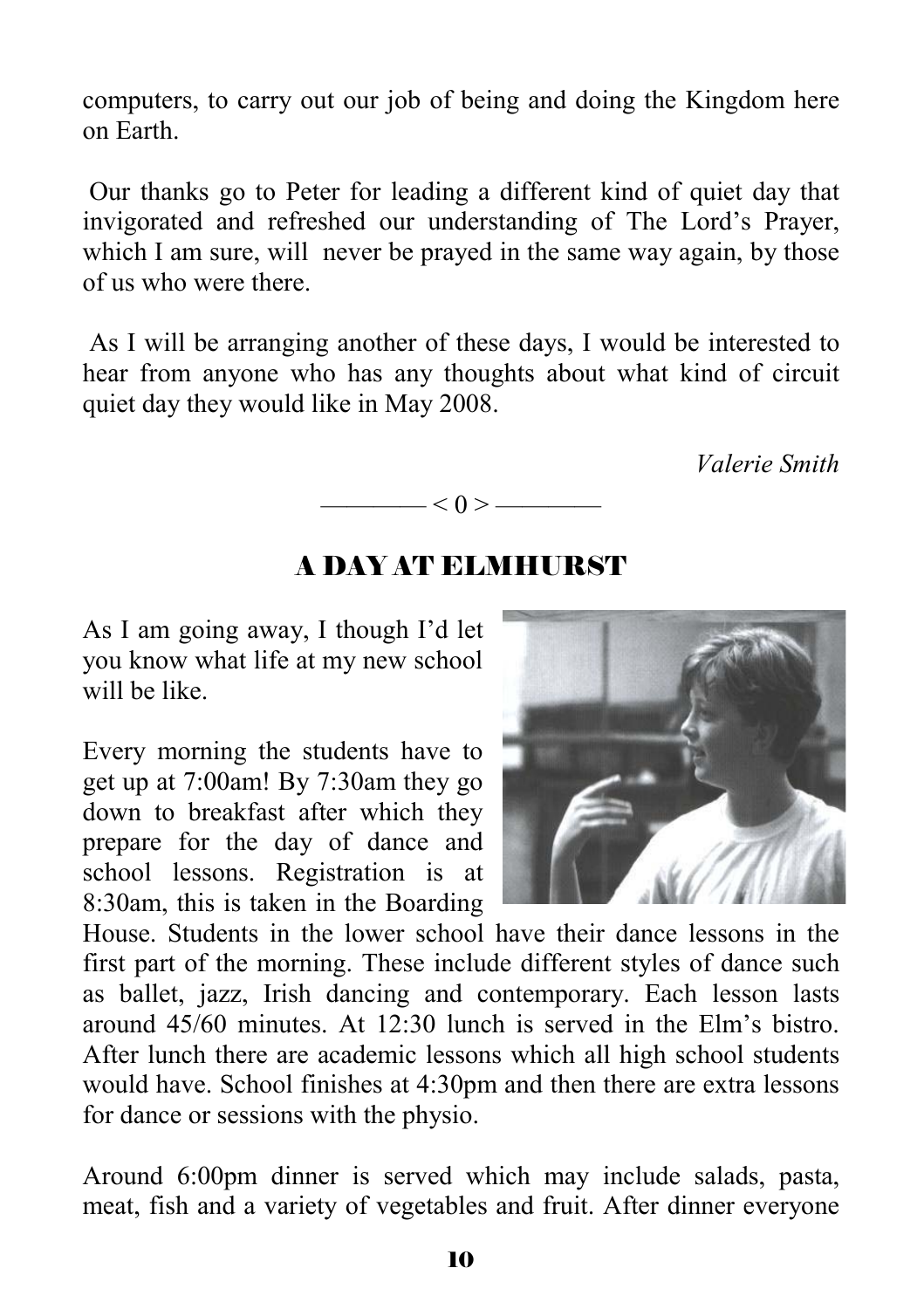computers, to carry out our job of being and doing the Kingdom here on Earth.

Our thanks go to Peter for leading a different kind of quiet day that invigorated and refreshed our understanding of The Lord's Prayer, which I am sure, will never be prayed in the same way again, by those of us who were there.

As I will be arranging another of these days, I would be interested to hear from anyone who has any thoughts about what kind of circuit quiet day they would like in May 2008.

*Valerie Smith*

———— < 0 > ————

## A DAY AT ELMHURST

As I am going away, I though I'd let you know what life at my new school will be like.

Every morning the students have to get up at 7:00am! By 7:30am they go down to breakfast after which they prepare for the day of dance and school lessons. Registration is at 8:30am, this is taken in the Boarding House. Students in the lower school have their dance lessons in the first part of the morning. These include different styles of dance such as ballet, jazz, Irish dancing and contemporary. Each lesson lasts around 45/60 minutes. At 12:30 lunch is served in the Elm's bistro. After lunch there are academic lessons which all high school students would have. School finishes at 4:30pm and then there are extra lessons for dance or sessions with the physio.

Around 6:00pm dinner is served which may include salads, pasta, meat, fish and a variety of vegetables and fruit. After dinner everyone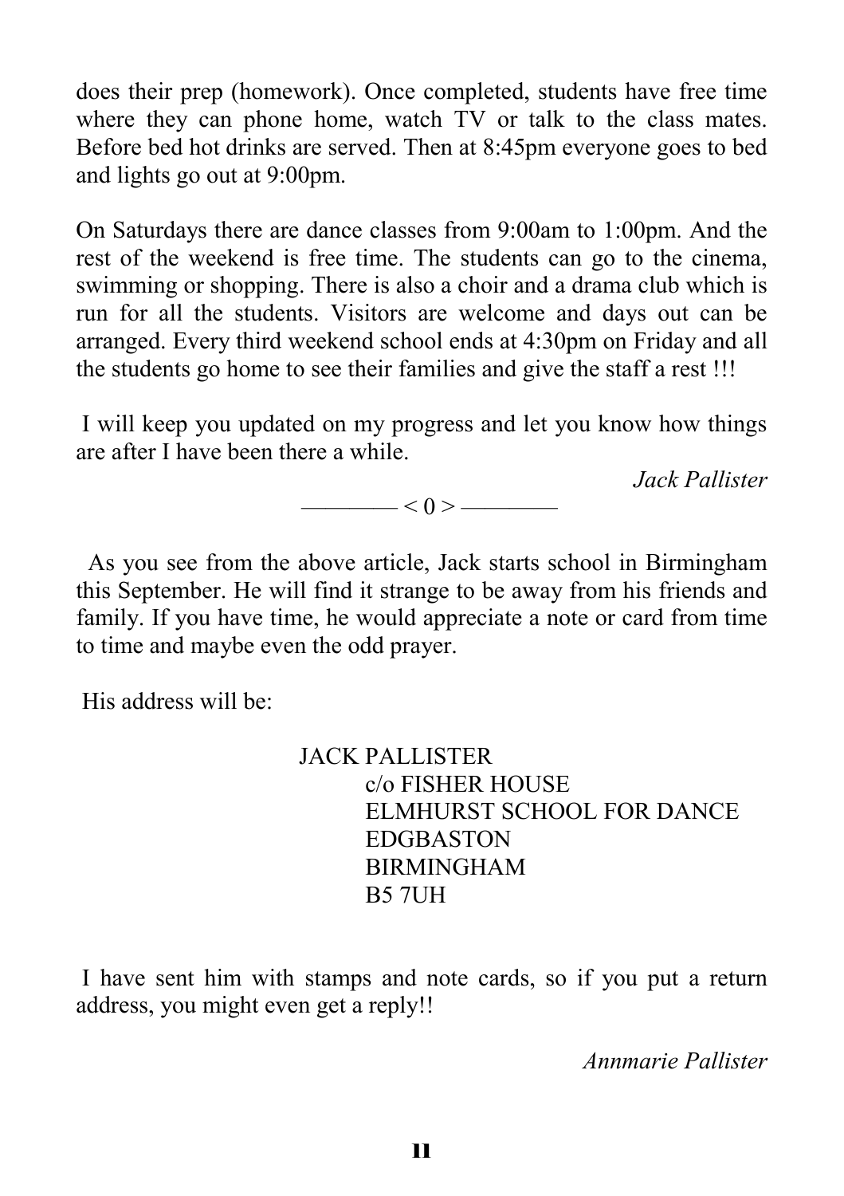does their prep (homework). Once completed, students have free time where they can phone home, watch TV or talk to the class mates. Before bed hot drinks are served. Then at 8:45pm everyone goes to bed and lights go out at 9:00pm.

On Saturdays there are dance classes from 9:00am to 1:00pm. And the rest of the weekend is free time. The students can go to the cinema, swimming or shopping. There is also a choir and a drama club which is run for all the students. Visitors are welcome and days out can be arranged. Every third weekend school ends at 4:30pm on Friday and all the students go home to see their families and give the staff a rest !!!

I will keep you updated on my progress and let you know how things are after I have been there a while.

*Jack Pallister*

———— < 0 > ————

As you see from the above article, Jack starts school in Birmingham this September. He will find it strange to be away from his friends and family. If you have time, he would appreciate a note or card from time to time and maybe even the odd prayer.

His address will be:

JACK PALLISTER
c/o FISHER HOUSE
ELMHURST SCHOOL FOR DANCE
EDGBASTON
BIRMINGHAM
B5 7UH

I have sent him with stamps and note cards, so if you put a return address, you might even get a reply!!

*Annmarie Pallister*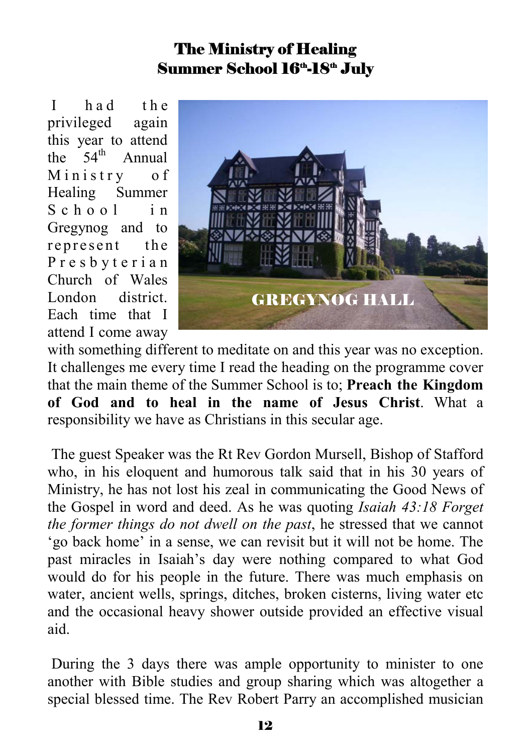# The Ministry of Healing
## Summer School 16th-18th July

GREGYNOG HALL

I had the privileged again this year to attend the 54th Annual Ministry of Healing Summer School in Gregynog and to represent the Presbyterian Church of Wales London district. Each time that I attend I come away with something different to meditate on and this year was no exception. It challenges me every time I read the heading on the programme cover that the main theme of the Summer School is to; **Preach the Kingdom of God and to heal in the name of Jesus Christ**. What a responsibility we have as Christians in this secular age.

The guest Speaker was the Rt Rev Gordon Mursell, Bishop of Stafford who, in his eloquent and humorous talk said that in his 30 years of Ministry, he has not lost his zeal in communicating the Good News of the Gospel in word and deed. As he was quoting *Isaiah 43:18 Forget the former things do not dwell on the past*, he stressed that we cannot 'go back home' in a sense, we can revisit but it will not be home. The past miracles in Isaiah's day were nothing compared to what God would do for his people in the future. There was much emphasis on water, ancient wells, springs, ditches, broken cisterns, living water etc and the occasional heavy shower outside provided an effective visual aid.

During the 3 days there was ample opportunity to minister to one another with Bible studies and group sharing which was altogether a special blessed time. The Rev Robert Parry an accomplished musician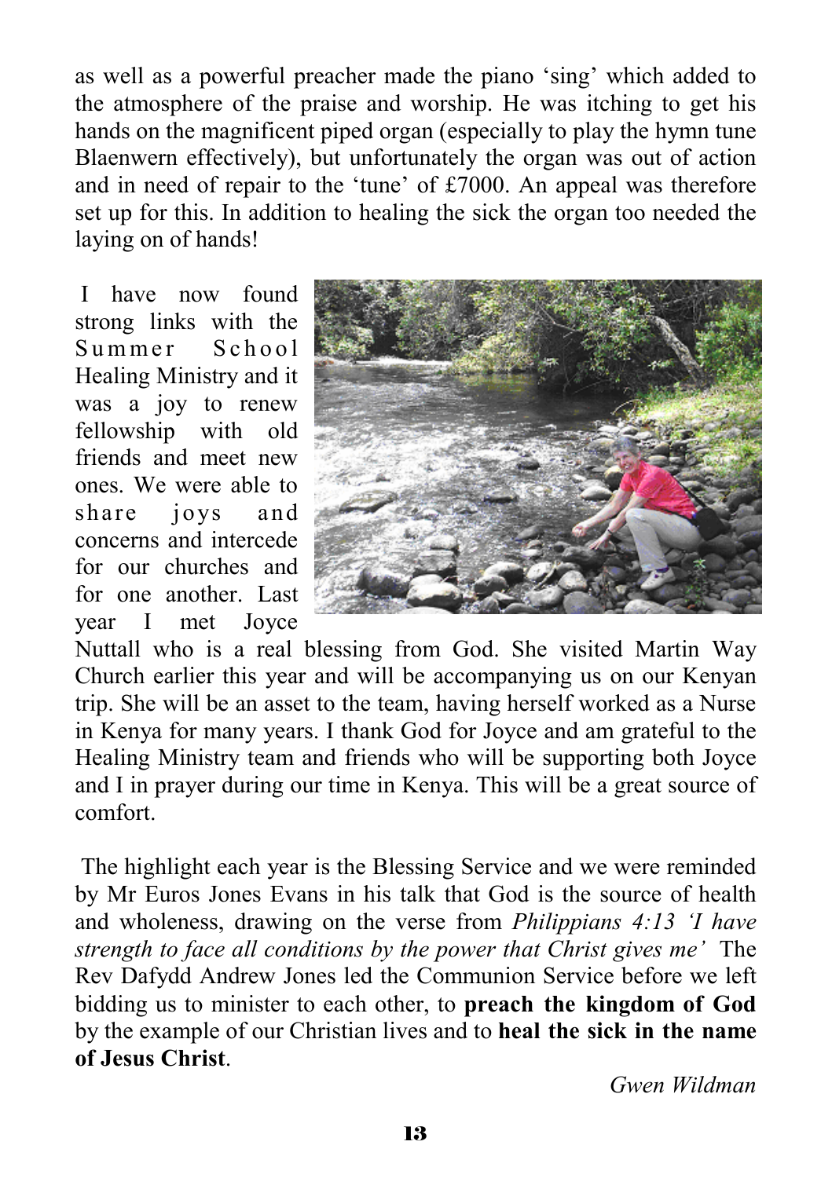as well as a powerful preacher made the piano 'sing' which added to the atmosphere of the praise and worship. He was itching to get his hands on the magnificent piped organ (especially to play the hymn tune Blaenwern effectively), but unfortunately the organ was out of action and in need of repair to the 'tune' of £7000. An appeal was therefore set up for this. In addition to healing the sick the organ too needed the laying on of hands!

I have now found strong links with the Summer School Healing Ministry and it was a joy to renew fellowship with old friends and meet new ones. We were able to share joys and concerns and intercede for our churches and for one another. Last year I met Joyce Nuttall who is a real blessing from God. She visited Martin Way Church earlier this year and will be accompanying us on our Kenyan trip. She will be an asset to the team, having herself worked as a Nurse in Kenya for many years. I thank God for Joyce and am grateful to the Healing Ministry team and friends who will be supporting both Joyce and I in prayer during our time in Kenya. This will be a great source of comfort.

The highlight each year is the Blessing Service and we were reminded by Mr Euros Jones Evans in his talk that God is the source of health and wholeness, drawing on the verse from *Philippians 4:13 'I have strength to face all conditions by the power that Christ gives me'* The Rev Dafydd Andrew Jones led the Communion Service before we left bidding us to minister to each other, to **preach the kingdom of God** by the example of our Christian lives and to **heal the sick in the name of Jesus Christ**.

*Gwen Wildman*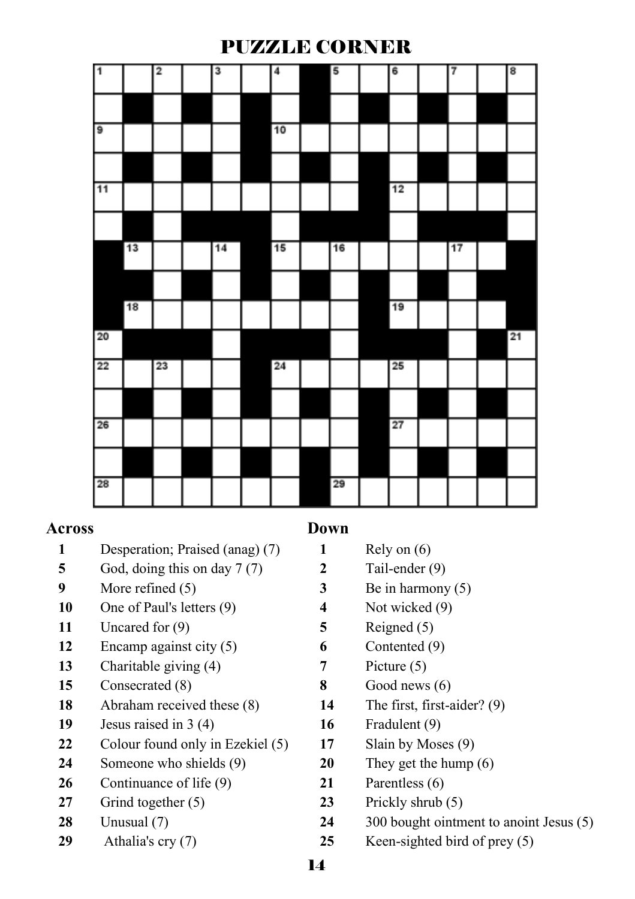# PUZZLE CORNER

## Across

- **1** Desperation; Praised (anag) (7)
- **5** God, doing this on day 7 (7)
- **9** More refined (5)
- **10** One of Paul's letters (9)
- **11** Uncared for (9)
- **12** Encamp against city (5)
- **13** Charitable giving (4)
- **15** Consecrated (8)
- **18** Abraham received these (8)
- **19** Jesus raised in 3 (4)
- **22** Colour found only in Ezekiel (5)
- **24** Someone who shields (9)
- **26** Continuance of life (9)
- **27** Grind together (5)
- **28** Unusual (7)
- **29** Athalia's cry (7)

## Down

- **1** Rely on (6)
- **2** Tail-ender (9)
- **3** Be in harmony (5)
- **4** Not wicked (9)
- **5** Reigned (5)
- **6** Contented (9)
- **7** Picture (5)
- **8** Good news (6)
- **14** The first, first-aider? (9)
- **16** Fradulent (9)
- **17** Slain by Moses (9)
- **20** They get the hump (6)
- **21** Parentless (6)
- **23** Prickly shrub (5)
- **24** 300 bought ointment to anoint Jesus (5)
- **25** Keen-sighted bird of prey (5)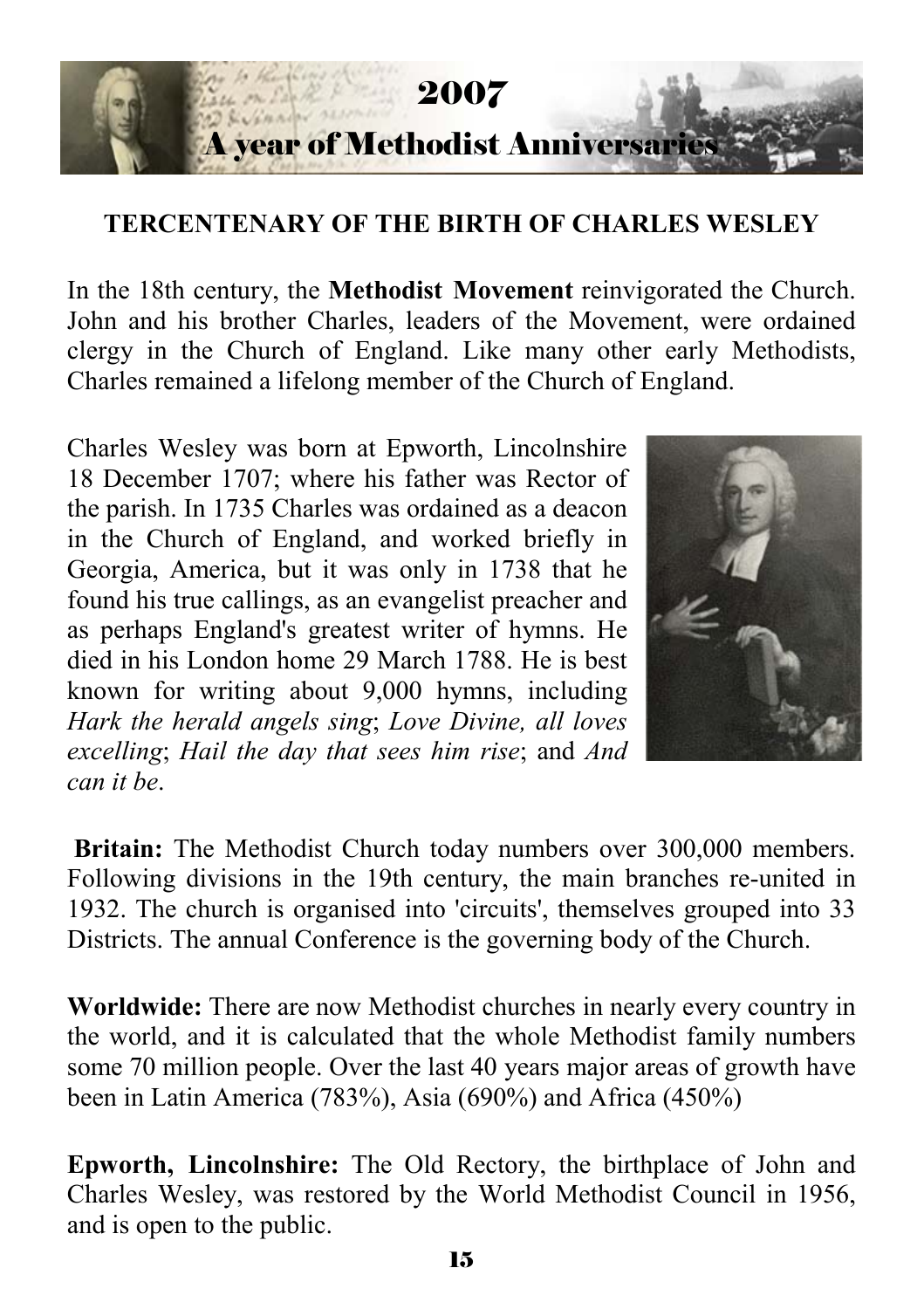# 2007
## A year of Methodist Anniversaries

### TERCENTENARY OF THE BIRTH OF CHARLES WESLEY

In the 18th century, the **Methodist Movement** reinvigorated the Church. John and his brother Charles, leaders of the Movement, were ordained clergy in the Church of England. Like many other early Methodists, Charles remained a lifelong member of the Church of England.

Charles Wesley was born at Epworth, Lincolnshire 18 December 1707; where his father was Rector of the parish. In 1735 Charles was ordained as a deacon in the Church of England, and worked briefly in Georgia, America, but it was only in 1738 that he found his true callings, as an evangelist preacher and as perhaps England's greatest writer of hymns. He died in his London home 29 March 1788. He is best known for writing about 9,000 hymns, including *Hark the herald angels sing*; *Love Divine, all loves excelling*; *Hail the day that sees him rise*; and *And can it be*.

**Britain:** The Methodist Church today numbers over 300,000 members. Following divisions in the 19th century, the main branches re-united in 1932. The church is organised into 'circuits', themselves grouped into 33 Districts. The annual Conference is the governing body of the Church.

**Worldwide:** There are now Methodist churches in nearly every country in the world, and it is calculated that the whole Methodist family numbers some 70 million people. Over the last 40 years major areas of growth have been in Latin America (783%), Asia (690%) and Africa (450%)

**Epworth, Lincolnshire:** The Old Rectory, the birthplace of John and Charles Wesley, was restored by the World Methodist Council in 1956, and is open to the public.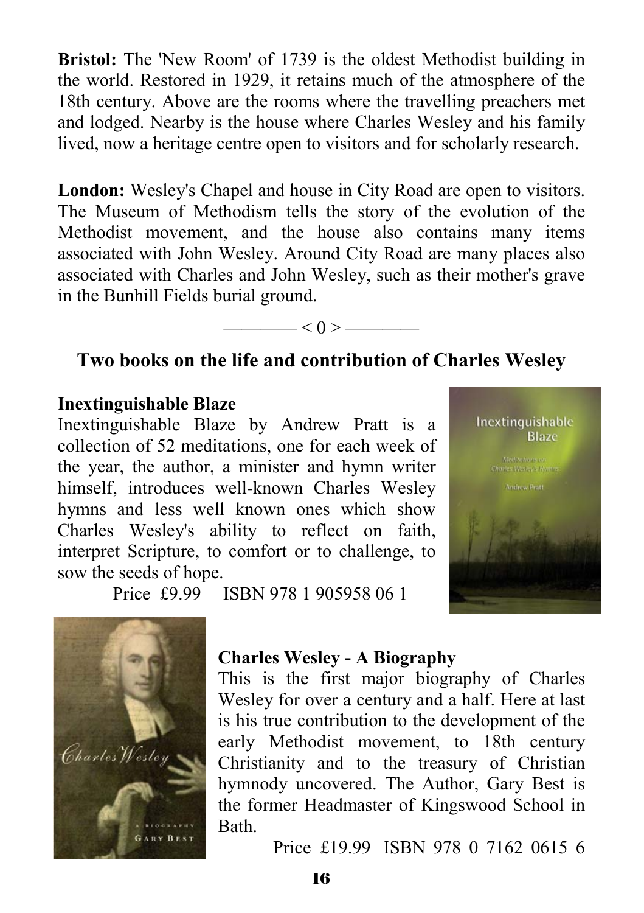**Bristol:** The 'New Room' of 1739 is the oldest Methodist building in the world. Restored in 1929, it retains much of the atmosphere of the 18th century. Above are the rooms where the travelling preachers met and lodged. Nearby is the house where Charles Wesley and his family lived, now a heritage centre open to visitors and for scholarly research.

**London:** Wesley's Chapel and house in City Road are open to visitors. The Museum of Methodism tells the story of the evolution of the Methodist movement, and the house also contains many items associated with John Wesley. Around City Road are many places also associated with Charles and John Wesley, such as their mother's grave in the Bunhill Fields burial ground.

———— < 0 > ————

## Two books on the life and contribution of Charles Wesley

**Inextinguishable Blaze**

Inextinguishable Blaze by Andrew Pratt is a collection of 52 meditations, one for each week of the year, the author, a minister and hymn writer himself, introduces well-known Charles Wesley hymns and less well known ones which show Charles Wesley's ability to reflect on faith, interpret Scripture, to comfort or to challenge, to sow the seeds of hope.

Price £9.99 ISBN 978 1 905958 06 1

**Charles Wesley - A Biography**

This is the first major biography of Charles Wesley for over a century and a half. Here at last is his true contribution to the development of the early Methodist movement, to 18th century Christianity and to the treasury of Christian hymnody uncovered. The Author, Gary Best is the former Headmaster of Kingswood School in Bath.

Price £19.99 ISBN 978 0 7162 0615 6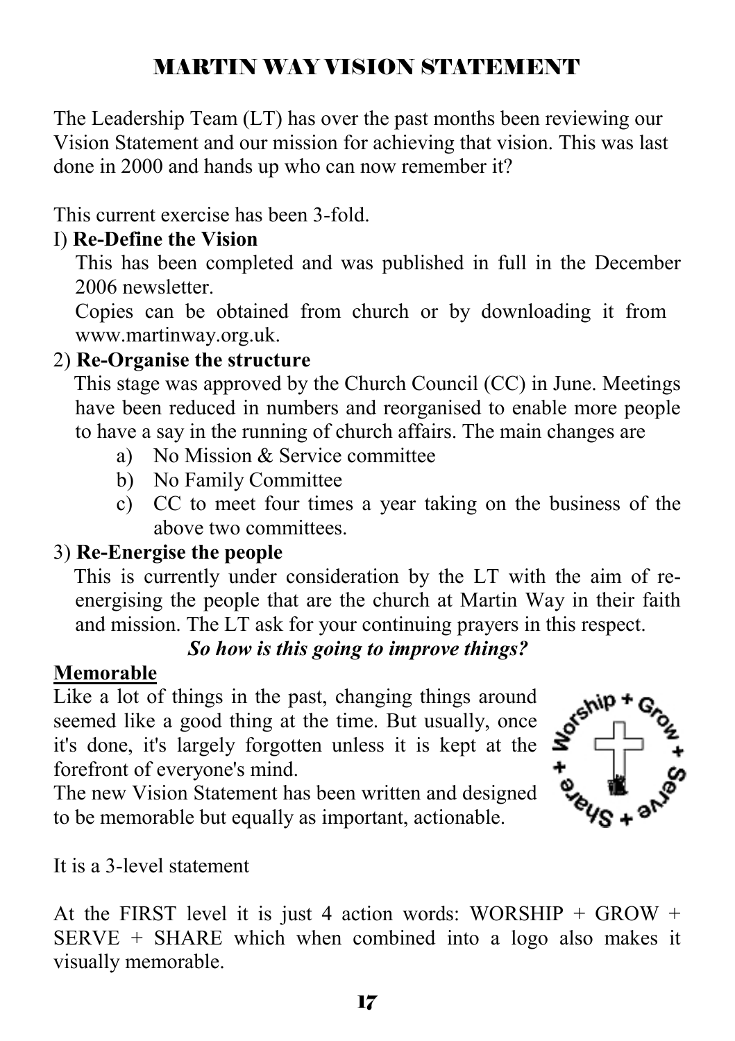# MARTIN WAY VISION STATEMENT

The Leadership Team (LT) has over the past months been reviewing our Vision Statement and our mission for achieving that vision. This was last done in 2000 and hands up who can now remember it?

This current exercise has been 3-fold.

I) **Re-Define the Vision**

This has been completed and was published in full in the December 2006 newsletter.

Copies can be obtained from church or by downloading it from www.martinway.org.uk.

2) **Re-Organise the structure**

This stage was approved by the Church Council (CC) in June. Meetings have been reduced in numbers and reorganised to enable more people to have a say in the running of church affairs. The main changes are

a) No Mission & Service committee
b) No Family Committee
c) CC to meet four times a year taking on the business of the above two committees.

3) **Re-Energise the people**

This is currently under consideration by the LT with the aim of re-energising the people that are the church at Martin Way in their faith and mission. The LT ask for your continuing prayers in this respect.

***So how is this going to improve things?***

**Memorable**

Like a lot of things in the past, changing things around seemed like a good thing at the time. But usually, once it's done, it's largely forgotten unless it is kept at the forefront of everyone's mind.

The new Vision Statement has been written and designed to be memorable but equally as important, actionable.

It is a 3-level statement

At the FIRST level it is just 4 action words: WORSHIP + GROW + SERVE + SHARE which when combined into a logo also makes it visually memorable.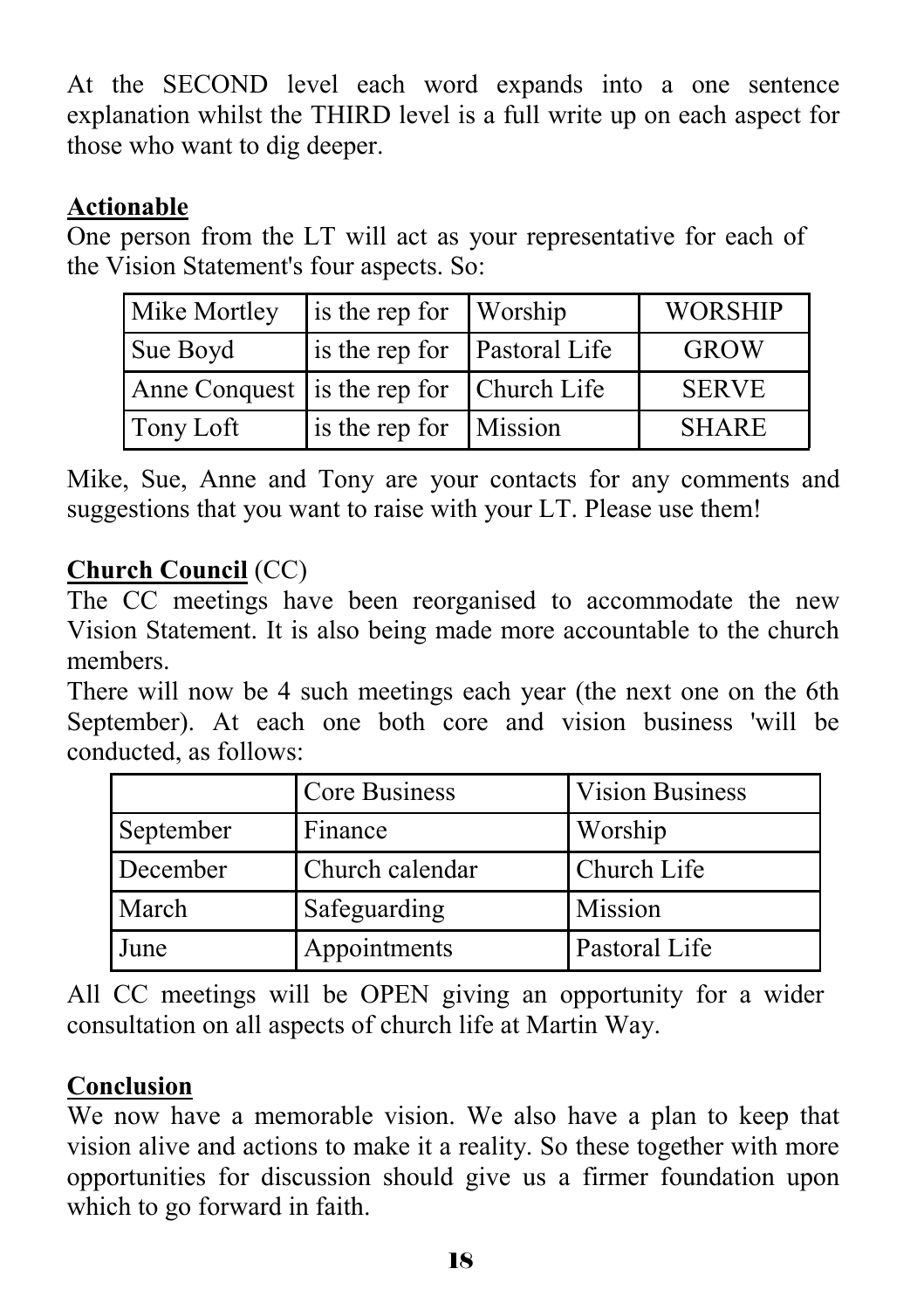At the SECOND level each word expands into a one sentence explanation whilst the THIRD level is a full write up on each aspect for those who want to dig deeper.

**Actionable**

One person from the LT will act as your representative for each of the Vision Statement's four aspects. So:

| Mike Mortley | is the rep for | Worship | WORSHIP |
|---|---|---|---|
| Sue Boyd | is the rep for | Pastoral Life | GROW |
| Anne Conquest | is the rep for | Church Life | SERVE |
| Tony Loft | is the rep for | Mission | SHARE |

Mike, Sue, Anne and Tony are your contacts for any comments and suggestions that you want to raise with your LT. Please use them!

**Church Council** (CC)

The CC meetings have been reorganised to accommodate the new Vision Statement. It is also being made more accountable to the church members.

There will now be 4 such meetings each year (the next one on the 6th September). At each one both core and vision business 'will be conducted, as follows:

| | Core Business | Vision Business |
|---|---|---|
| September | Finance | Worship |
| December | Church calendar | Church Life |
| March | Safeguarding | Mission |
| June | Appointments | Pastoral Life |

All CC meetings will be OPEN giving an opportunity for a wider consultation on all aspects of church life at Martin Way.

**Conclusion**

We now have a memorable vision. We also have a plan to keep that vision alive and actions to make it a reality. So these together with more opportunities for discussion should give us a firmer foundation upon which to go forward in faith.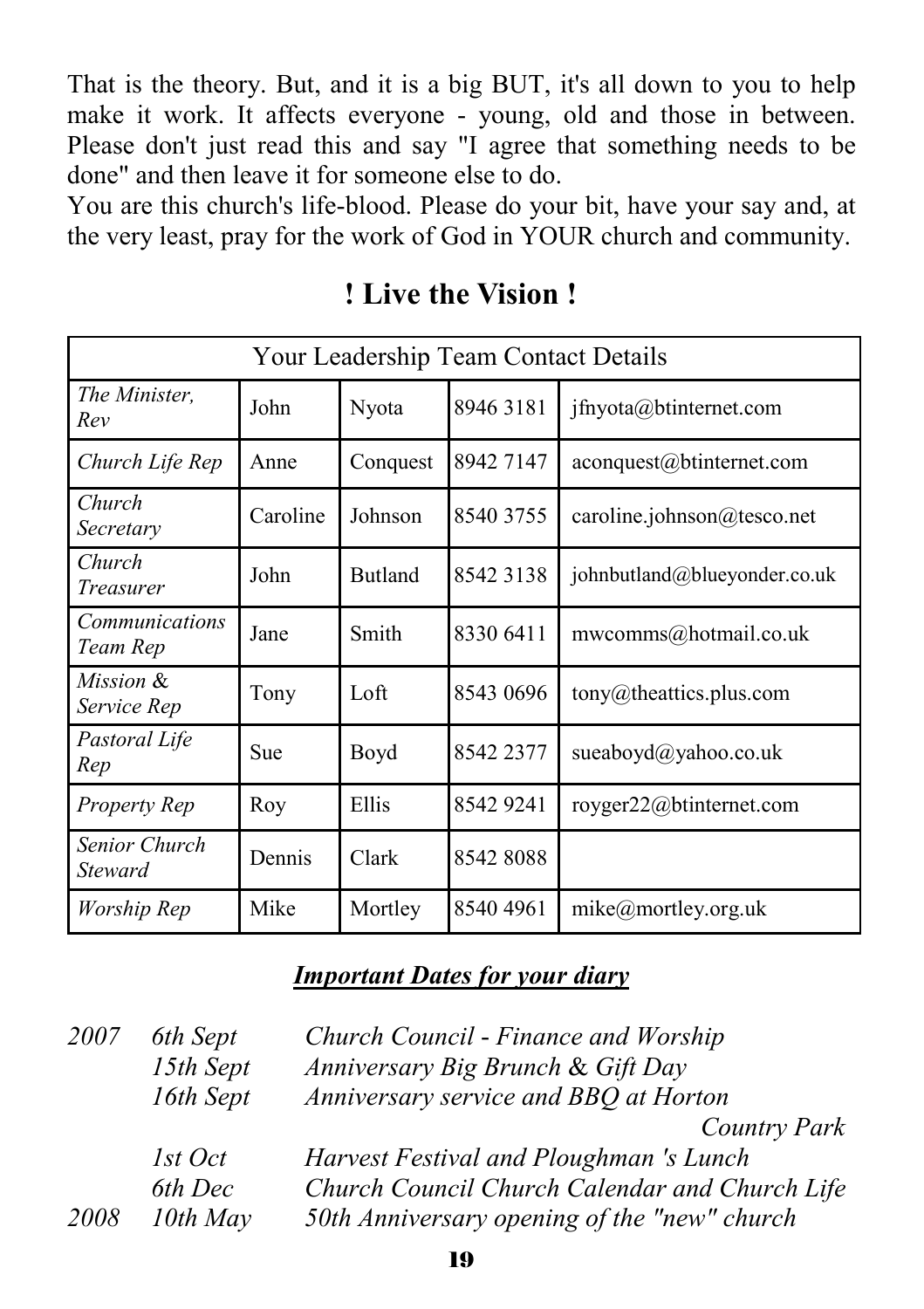That is the theory. But, and it is a big BUT, it's all down to you to help make it work. It affects everyone - young, old and those in between. Please don't just read this and say "I agree that something needs to be done" and then leave it for someone else to do.

You are this church's life-blood. Please do your bit, have your say and, at the very least, pray for the work of God in YOUR church and community.

## ! Live the Vision !

| Your Leadership Team Contact Details | | | | |
|---|---|---|---|---|
| *The Minister, Rev* | John | Nyota | 8946 3181 | jfnyota@btinternet.com |
| *Church Life Rep* | Anne | Conquest | 8942 7147 | aconquest@btinternet.com |
| *Church Secretary* | Caroline | Johnson | 8540 3755 | caroline.johnson@tesco.net |
| *Church Treasurer* | John | Butland | 8542 3138 | johnbutland@blueyonder.co.uk |
| *Communications Team Rep* | Jane | Smith | 8330 6411 | mwcomms@hotmail.co.uk |
| *Mission & Service Rep* | Tony | Loft | 8543 0696 | tony@theattics.plus.com |
| *Pastoral Life Rep* | Sue | Boyd | 8542 2377 | sueaboyd@yahoo.co.uk |
| *Property Rep* | Roy | Ellis | 8542 9241 | royger22@btinternet.com |
| *Senior Church Steward* | Dennis | Clark | 8542 8088 | |
| *Worship Rep* | Mike | Mortley | 8540 4961 | mike@mortley.org.uk |

### ***Important Dates for your diary***

| | | |
|---|---|---|
| *2007* | *6th Sept* | *Church Council - Finance and Worship* |
| | *15th Sept* | *Anniversary Big Brunch & Gift Day* |
| | *16th Sept* | *Anniversary service and BBQ at Horton Country Park* |
| | *1st Oct* | *Harvest Festival and Ploughman 's Lunch* |
| | *6th Dec* | *Church Council Church Calendar and Church Life* |
| *2008* | *10th May* | *50th Anniversary opening of the "new" church* |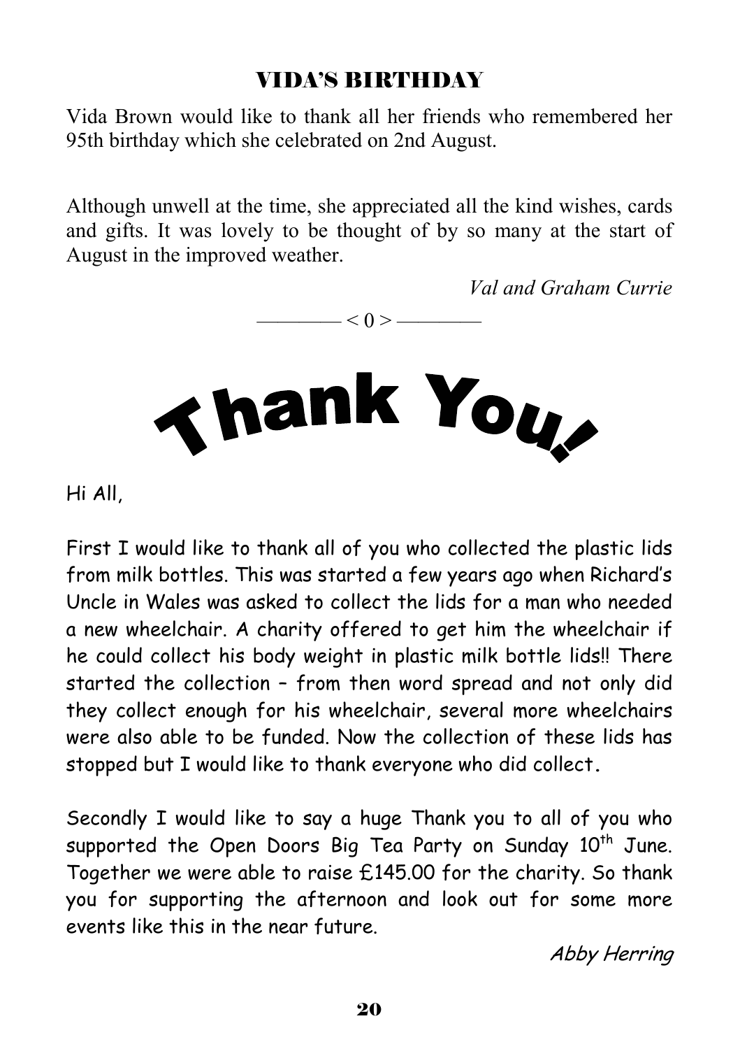## VIDA'S BIRTHDAY

Vida Brown would like to thank all her friends who remembered her 95th birthday which she celebrated on 2nd August.

Although unwell at the time, she appreciated all the kind wishes, cards and gifts. It was lovely to be thought of by so many at the start of August in the improved weather.

*Val and Graham Currie*

———— < 0 > ————

## Thank You!

Hi All,

First I would like to thank all of you who collected the plastic lids from milk bottles. This was started a few years ago when Richard's Uncle in Wales was asked to collect the lids for a man who needed a new wheelchair. A charity offered to get him the wheelchair if he could collect his body weight in plastic milk bottle lids!! There started the collection – from then word spread and not only did they collect enough for his wheelchair, several more wheelchairs were also able to be funded. Now the collection of these lids has stopped but I would like to thank everyone who did collect.

Secondly I would like to say a huge Thank you to all of you who supported the Open Doors Big Tea Party on Sunday 10th June. Together we were able to raise £145.00 for the charity. So thank you for supporting the afternoon and look out for some more events like this in the near future.

*Abby Herring*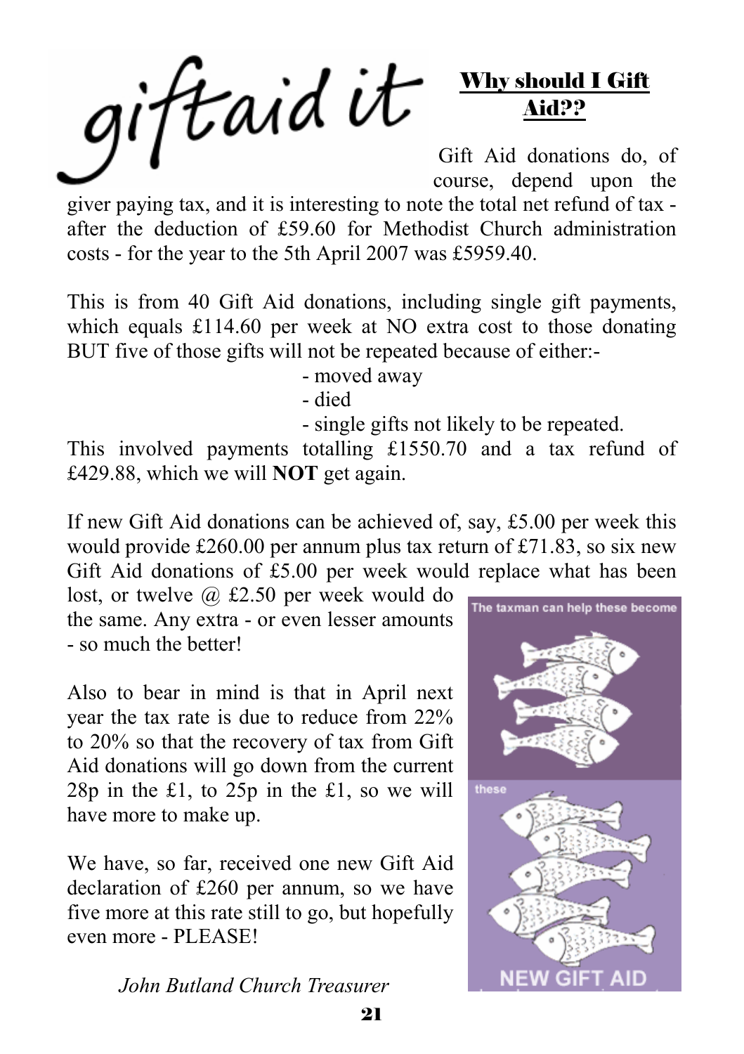giftaid it

## Why should I Gift Aid??

Gift Aid donations do, of course, depend upon the giver paying tax, and it is interesting to note the total net refund of tax - after the deduction of £59.60 for Methodist Church administration costs - for the year to the 5th April 2007 was £5959.40.

This is from 40 Gift Aid donations, including single gift payments, which equals £114.60 per week at NO extra cost to those donating BUT five of those gifts will not be repeated because of either:-

- moved away
- died
- single gifts not likely to be repeated.

This involved payments totalling £1550.70 and a tax refund of £429.88, which we will **NOT** get again.

If new Gift Aid donations can be achieved of, say, £5.00 per week this would provide £260.00 per annum plus tax return of £71.83, so six new Gift Aid donations of £5.00 per week would replace what has been lost, or twelve @ £2.50 per week would do the same. Any extra - or even lesser amounts - so much the better!

Also to bear in mind is that in April next year the tax rate is due to reduce from 22% to 20% so that the recovery of tax from Gift Aid donations will go down from the current 28p in the £1, to 25p in the £1, so we will have more to make up.

We have, so far, received one new Gift Aid declaration of £260 per annum, so we have five more at this rate still to go, but hopefully even more - PLEASE!

*John Butland Church Treasurer*

The taxman can help these become

these

NEW GIFT AID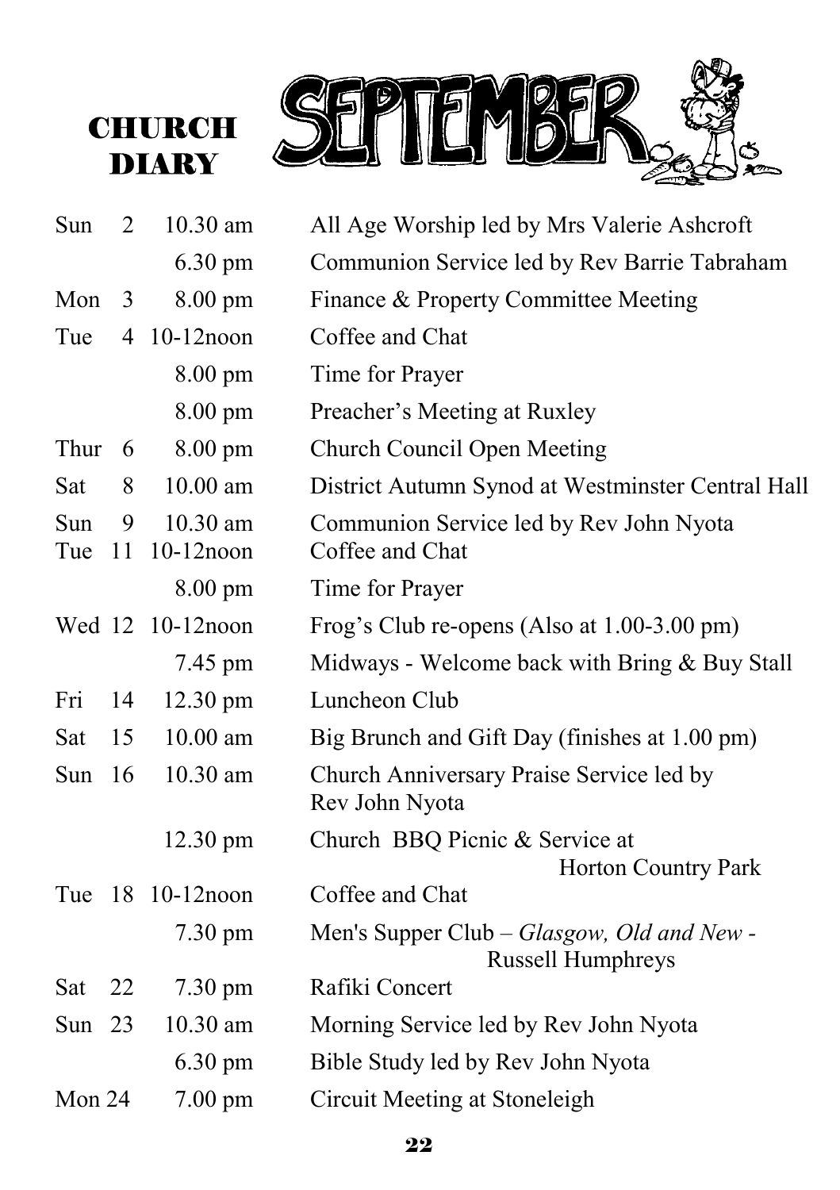# CHURCH DIARY

## SEPTEMBER

| Day | Date | Time | Event |
|---|---|---|---|
| Sun | 2 | 10.30 am | All Age Worship led by Mrs Valerie Ashcroft |
| | | 6.30 pm | Communion Service led by Rev Barrie Tabraham |
| Mon | 3 | 8.00 pm | Finance & Property Committee Meeting |
| Tue | 4 | 10-12noon | Coffee and Chat |
| | | 8.00 pm | Time for Prayer |
| | | 8.00 pm | Preacher's Meeting at Ruxley |
| Thur | 6 | 8.00 pm | Church Council Open Meeting |
| Sat | 8 | 10.00 am | District Autumn Synod at Westminster Central Hall |
| Sun | 9 | 10.30 am | Communion Service led by Rev John Nyota |
| Tue | 11 | 10-12noon | Coffee and Chat |
| | | 8.00 pm | Time for Prayer |
| Wed | 12 | 10-12noon | Frog's Club re-opens (Also at 1.00-3.00 pm) |
| | | 7.45 pm | Midways - Welcome back with Bring & Buy Stall |
| Fri | 14 | 12.30 pm | Luncheon Club |
| Sat | 15 | 10.00 am | Big Brunch and Gift Day (finishes at 1.00 pm) |
| Sun | 16 | 10.30 am | Church Anniversary Praise Service led by Rev John Nyota |
| | | 12.30 pm | Church BBQ Picnic & Service at Horton Country Park |
| Tue | 18 | 10-12noon | Coffee and Chat |
| | | 7.30 pm | Men's Supper Club – *Glasgow, Old and New* - Russell Humphreys |
| Sat | 22 | 7.30 pm | Rafiki Concert |
| Sun | 23 | 10.30 am | Morning Service led by Rev John Nyota |
| | | 6.30 pm | Bible Study led by Rev John Nyota |
| Mon | 24 | 7.00 pm | Circuit Meeting at Stoneleigh |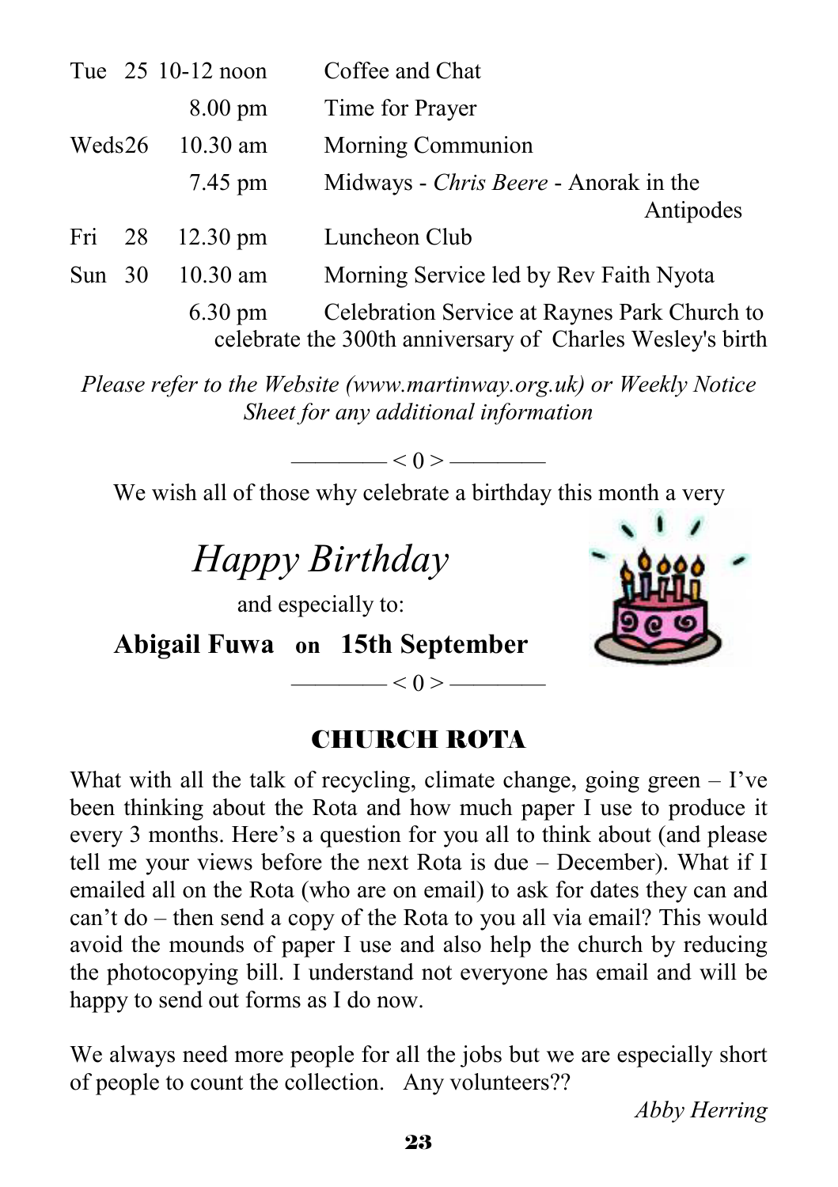| | | | |
|---|---|---|---|
| Tue | 25 | 10-12 noon | Coffee and Chat |
| | | 8.00 pm | Time for Prayer |
| Weds | 26 | 10.30 am | Morning Communion |
| | | 7.45 pm | Midways - *Chris Beere* - Anorak in the Antipodes |
| Fri | 28 | 12.30 pm | Luncheon Club |
| Sun | 30 | 10.30 am | Morning Service led by Rev Faith Nyota |
| | | 6.30 pm | Celebration Service at Raynes Park Church to celebrate the 300th anniversary of Charles Wesley's birth |

*Please refer to the Website (www.martinway.org.uk) or Weekly Notice Sheet for any additional information*

———— < 0 > ————

We wish all of those why celebrate a birthday this month a very

*Happy Birthday*

and especially to:

**Abigail Fuwa on 15th September**

———— < 0 > ————

## CHURCH ROTA

What with all the talk of recycling, climate change, going green – I've been thinking about the Rota and how much paper I use to produce it every 3 months. Here's a question for you all to think about (and please tell me your views before the next Rota is due – December). What if I emailed all on the Rota (who are on email) to ask for dates they can and can't do – then send a copy of the Rota to you all via email? This would avoid the mounds of paper I use and also help the church by reducing the photocopying bill. I understand not everyone has email and will be happy to send out forms as I do now.

We always need more people for all the jobs but we are especially short of people to count the collection. Any volunteers??

*Abby Herring*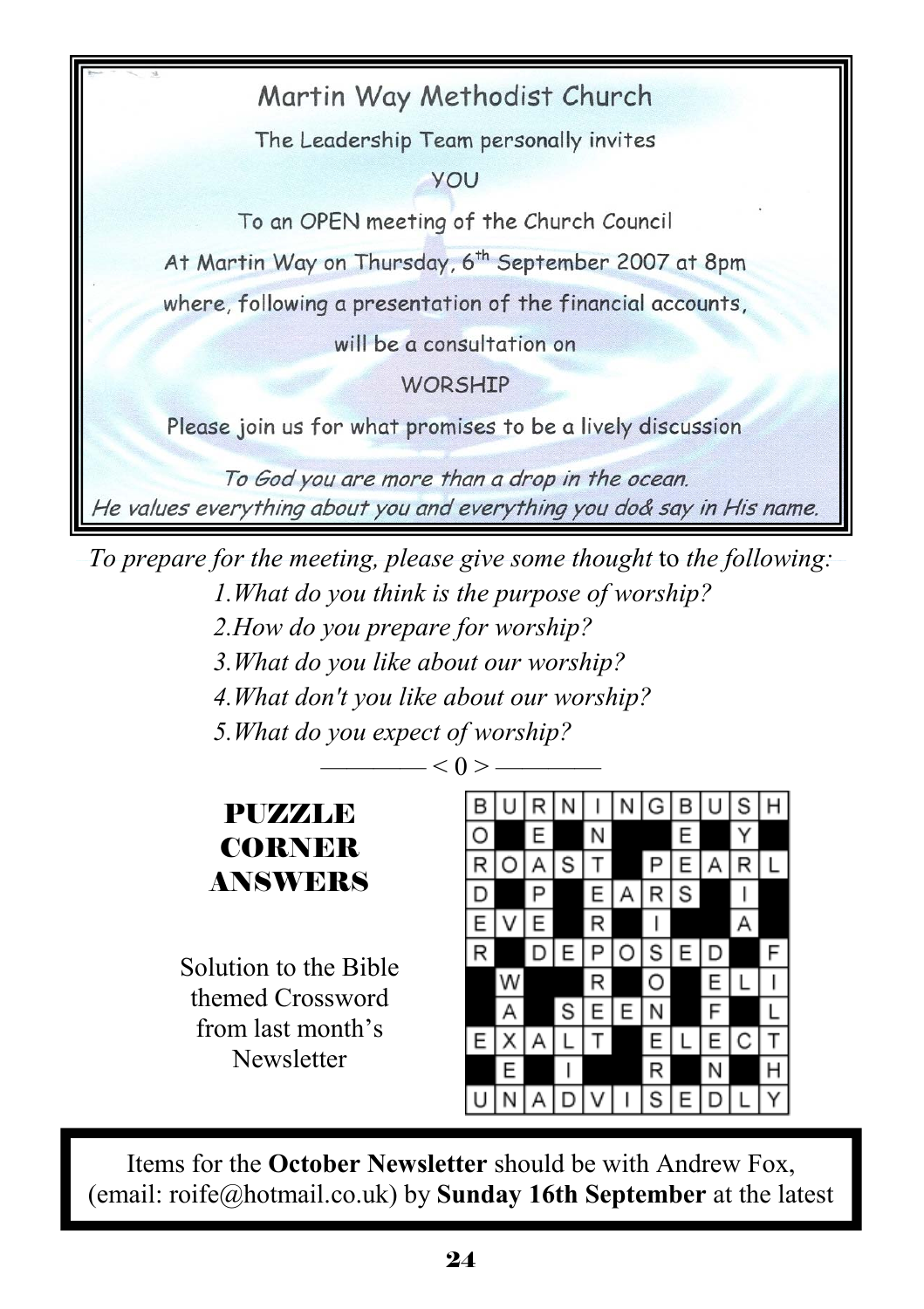# Martin Way Methodist Church

The Leadership Team personally invites

YOU

To an OPEN meeting of the Church Council

At Martin Way on Thursday, 6th September 2007 at 8pm

where, following a presentation of the financial accounts,

will be a consultation on

WORSHIP

Please join us for what promises to be a lively discussion

*To God you are more than a drop in the ocean.*
*He values everything about you and everything you do& say in His name.*

*To prepare for the meeting, please give some thought* to *the following:*

1. *What do you think is the purpose of worship?*
2. *How do you prepare for worship?*
3. *What do you like about our worship?*
4. *What don't you like about our worship?*
5. *What do you expect of worship?*

———— < 0 > ————

## PUZZLE CORNER ANSWERS

Solution to the Bible themed Crossword from last month's Newsletter

| | | | | | | | | | | |
|---|---|---|---|---|---|---|---|---|---|---|
| B | U | R | N | I | N | G | B | U | S | H |
| O | | E | | N | | | E | | Y | |
| R | O | A | S | T | | P | E | A | R | L |
| D | | P | | E | A | R | S | | I | |
| E | V | E | | R | | I | | | A | |
| R | | D | E | P | O | S | E | D | | F |
| | W | | | R | | O | | E | L | I |
| | A | | S | E | E | N | | F | | L |
| E | X | A | L | T | | E | L | E | C | T |
| | E | | I | | | R | | N | | H |
| U | N | A | D | V | I | S | E | D | L | Y |

Items for the **October Newsletter** should be with Andrew Fox, (email: roife@hotmail.co.uk) by **Sunday 16th September** at the latest